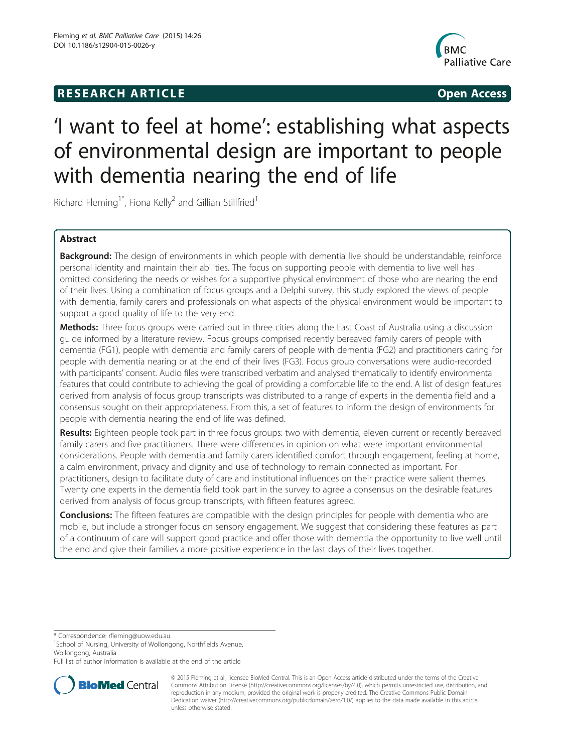**RESEARCH ARTICLE** **Open Access**

# 'I want to feel at home': establishing what aspects of environmental design are important to people with dementia nearing the end of life

Richard Fleming[1*], Fiona Kelly[2] and Gillian Stillfried[1]

## Abstract

**Background:** The design of environments in which people with dementia live should be understandable, reinforce personal identity and maintain their abilities. The focus on supporting people with dementia to live well has omitted considering the needs or wishes for a supportive physical environment of those who are nearing the end of their lives. Using a combination of focus groups and a Delphi survey, this study explored the views of people with dementia, family carers and professionals on what aspects of the physical environment would be important to support a good quality of life to the very end.

**Methods:** Three focus groups were carried out in three cities along the East Coast of Australia using a discussion guide informed by a literature review. Focus groups comprised recently bereaved family carers of people with dementia (FG1), people with dementia and family carers of people with dementia (FG2) and practitioners caring for people with dementia nearing or at the end of their lives (FG3). Focus group conversations were audio-recorded with participants' consent. Audio files were transcribed verbatim and analysed thematically to identify environmental features that could contribute to achieving the goal of providing a comfortable life to the end. A list of design features derived from analysis of focus group transcripts was distributed to a range of experts in the dementia field and a consensus sought on their appropriateness. From this, a set of features to inform the design of environments for people with dementia nearing the end of life was defined.

**Results:** Eighteen people took part in three focus groups: two with dementia, eleven current or recently bereaved family carers and five practitioners. There were differences in opinion on what were important environmental considerations. People with dementia and family carers identified comfort through engagement, feeling at home, a calm environment, privacy and dignity and use of technology to remain connected as important. For practitioners, design to facilitate duty of care and institutional influences on their practice were salient themes. Twenty one experts in the dementia field took part in the survey to agree a consensus on the desirable features derived from analysis of focus group transcripts, with fifteen features agreed.

**Conclusions:** The fifteen features are compatible with the design principles for people with dementia who are mobile, but include a stronger focus on sensory engagement. We suggest that considering these features as part of a continuum of care will support good practice and offer those with dementia the opportunity to live well until the end and give their families a more positive experience in the last days of their lives together.

\* Correspondence: rfleming@uow.edu.au
[1]School of Nursing, University of Wollongong, Northfields Avenue, Wollongong, Australia
Full list of author information is available at the end of the article

© 2015 Fleming et al.; licensee BioMed Central. This is an Open Access article distributed under the terms of the Creative Commons Attribution License (http://creativecommons.org/licenses/by/4.0), which permits unrestricted use, distribution, and reproduction in any medium, provided the original work is properly credited. The Creative Commons Public Domain Dedication waiver (http://creativecommons.org/publicdomain/zero/1.0/) applies to the data made available in this article, unless otherwise stated.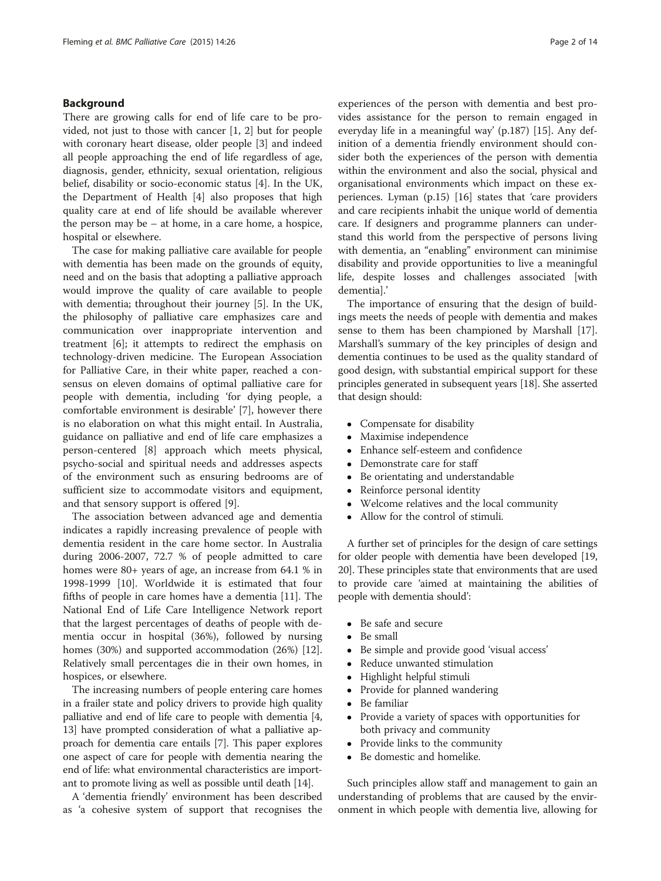## Background

There are growing calls for end of life care to be provided, not just to those with cancer [1, 2] but for people with coronary heart disease, older people [3] and indeed all people approaching the end of life regardless of age, diagnosis, gender, ethnicity, sexual orientation, religious belief, disability or socio-economic status [4]. In the UK, the Department of Health [4] also proposes that high quality care at end of life should be available wherever the person may be – at home, in a care home, a hospice, hospital or elsewhere.

The case for making palliative care available for people with dementia has been made on the grounds of equity, need and on the basis that adopting a palliative approach would improve the quality of care available to people with dementia; throughout their journey [5]. In the UK, the philosophy of palliative care emphasizes care and communication over inappropriate intervention and treatment [6]; it attempts to redirect the emphasis on technology-driven medicine. The European Association for Palliative Care, in their white paper, reached a consensus on eleven domains of optimal palliative care for people with dementia, including 'for dying people, a comfortable environment is desirable' [7], however there is no elaboration on what this might entail. In Australia, guidance on palliative and end of life care emphasizes a person-centered [8] approach which meets physical, psycho-social and spiritual needs and addresses aspects of the environment such as ensuring bedrooms are of sufficient size to accommodate visitors and equipment, and that sensory support is offered [9].

The association between advanced age and dementia indicates a rapidly increasing prevalence of people with dementia resident in the care home sector. In Australia during 2006-2007, 72.7 % of people admitted to care homes were 80+ years of age, an increase from 64.1 % in 1998-1999 [10]. Worldwide it is estimated that four fifths of people in care homes have a dementia [11]. The National End of Life Care Intelligence Network report that the largest percentages of deaths of people with dementia occur in hospital (36%), followed by nursing homes (30%) and supported accommodation (26%) [12]. Relatively small percentages die in their own homes, in hospices, or elsewhere.

The increasing numbers of people entering care homes in a frailer state and policy drivers to provide high quality palliative and end of life care to people with dementia [4, 13] have prompted consideration of what a palliative approach for dementia care entails [7]. This paper explores one aspect of care for people with dementia nearing the end of life: what environmental characteristics are important to promote living as well as possible until death [14].

A 'dementia friendly' environment has been described as 'a cohesive system of support that recognises the experiences of the person with dementia and best provides assistance for the person to remain engaged in everyday life in a meaningful way' (p.187) [15]. Any definition of a dementia friendly environment should consider both the experiences of the person with dementia within the environment and also the social, physical and organisational environments which impact on these experiences. Lyman (p.15) [16] states that 'care providers and care recipients inhabit the unique world of dementia care. If designers and programme planners can understand this world from the perspective of persons living with dementia, an "enabling" environment can minimise disability and provide opportunities to live a meaningful life, despite losses and challenges associated [with dementia].'

The importance of ensuring that the design of buildings meets the needs of people with dementia and makes sense to them has been championed by Marshall [17]. Marshall's summary of the key principles of design and dementia continues to be used as the quality standard of good design, with substantial empirical support for these principles generated in subsequent years [18]. She asserted that design should:

- Compensate for disability
- Maximise independence
- Enhance self-esteem and confidence
- Demonstrate care for staff
- Be orientating and understandable
- Reinforce personal identity
- Welcome relatives and the local community
- Allow for the control of stimuli.

A further set of principles for the design of care settings for older people with dementia have been developed [19, 20]. These principles state that environments that are used to provide care 'aimed at maintaining the abilities of people with dementia should':

- Be safe and secure
- Be small
- Be simple and provide good 'visual access'
- Reduce unwanted stimulation
- Highlight helpful stimuli
- Provide for planned wandering
- Be familiar
- Provide a variety of spaces with opportunities for both privacy and community
- Provide links to the community
- Be domestic and homelike.

Such principles allow staff and management to gain an understanding of problems that are caused by the environment in which people with dementia live, allowing for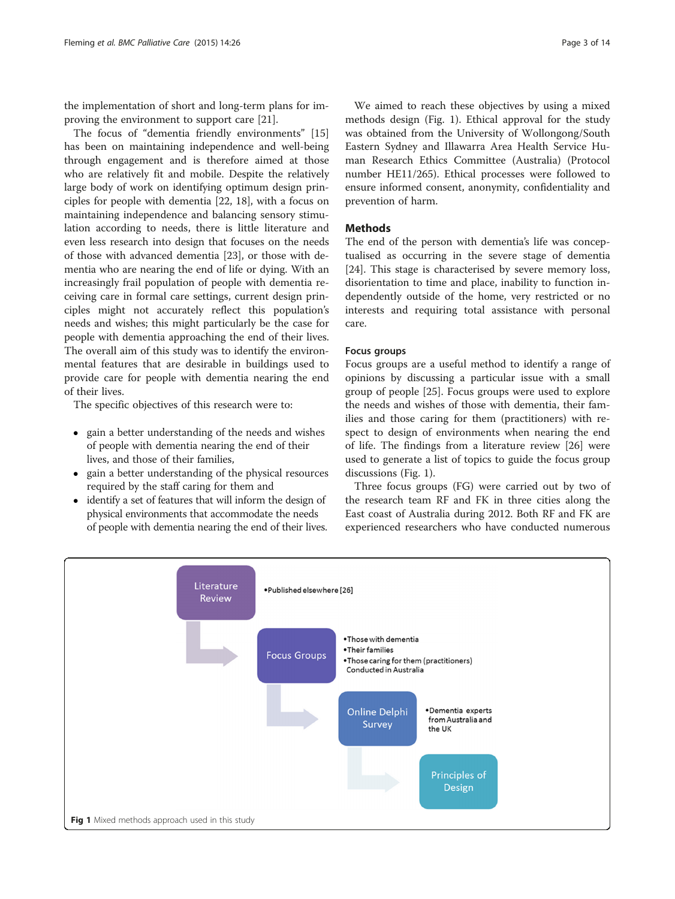the implementation of short and long-term plans for improving the environment to support care [21].

The focus of "dementia friendly environments" [15] has been on maintaining independence and well-being through engagement and is therefore aimed at those who are relatively fit and mobile. Despite the relatively large body of work on identifying optimum design principles for people with dementia [22, 18], with a focus on maintaining independence and balancing sensory stimulation according to needs, there is little literature and even less research into design that focuses on the needs of those with advanced dementia [23], or those with dementia who are nearing the end of life or dying. With an increasingly frail population of people with dementia receiving care in formal care settings, current design principles might not accurately reflect this population's needs and wishes; this might particularly be the case for people with dementia approaching the end of their lives. The overall aim of this study was to identify the environmental features that are desirable in buildings used to provide care for people with dementia nearing the end of their lives.

The specific objectives of this research were to:

- gain a better understanding of the needs and wishes of people with dementia nearing the end of their lives, and those of their families,
- gain a better understanding of the physical resources required by the staff caring for them and
- identify a set of features that will inform the design of physical environments that accommodate the needs of people with dementia nearing the end of their lives.

We aimed to reach these objectives by using a mixed methods design (Fig. 1). Ethical approval for the study was obtained from the University of Wollongong/South Eastern Sydney and Illawarra Area Health Service Human Research Ethics Committee (Australia) (Protocol number HE11/265). Ethical processes were followed to ensure informed consent, anonymity, confidentiality and prevention of harm.

## Methods

The end of the person with dementia's life was conceptualised as occurring in the severe stage of dementia [24]. This stage is characterised by severe memory loss, disorientation to time and place, inability to function independently outside of the home, very restricted or no interests and requiring total assistance with personal care.

### Focus groups

Focus groups are a useful method to identify a range of opinions by discussing a particular issue with a small group of people [25]. Focus groups were used to explore the needs and wishes of those with dementia, their families and those caring for them (practitioners) with respect to design of environments when nearing the end of life. The findings from a literature review [26] were used to generate a list of topics to guide the focus group discussions (Fig. 1).

Three focus groups (FG) were carried out by two of the research team RF and FK in three cities along the East coast of Australia during 2012. Both RF and FK are experienced researchers who have conducted numerous

Literature Review
•Published elsewhere [26]
Focus Groups
•Those with dementia
•Their families
•Those caring for them (practitioners) Conducted in Australia
Online Delphi Survey
•Dementia experts from Australia and the UK
Principles of Design

**Fig 1** Mixed methods approach used in this study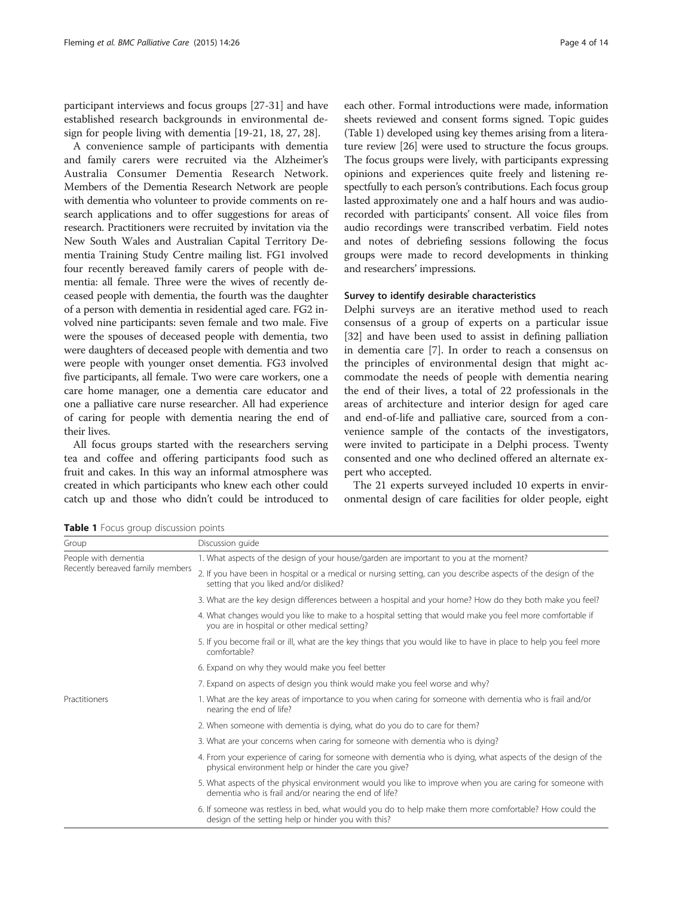participant interviews and focus groups [27-31] and have established research backgrounds in environmental design for people living with dementia [19-21, 18, 27, 28].

A convenience sample of participants with dementia and family carers were recruited via the Alzheimer's Australia Consumer Dementia Research Network. Members of the Dementia Research Network are people with dementia who volunteer to provide comments on research applications and to offer suggestions for areas of research. Practitioners were recruited by invitation via the New South Wales and Australian Capital Territory Dementia Training Study Centre mailing list. FG1 involved four recently bereaved family carers of people with dementia: all female. Three were the wives of recently deceased people with dementia, the fourth was the daughter of a person with dementia in residential aged care. FG2 involved nine participants: seven female and two male. Five were the spouses of deceased people with dementia, two were daughters of deceased people with dementia and two were people with younger onset dementia. FG3 involved five participants, all female. Two were care workers, one a care home manager, one a dementia care educator and one a palliative care nurse researcher. All had experience of caring for people with dementia nearing the end of their lives.

All focus groups started with the researchers serving tea and coffee and offering participants food such as fruit and cakes. In this way an informal atmosphere was created in which participants who knew each other could catch up and those who didn't could be introduced to each other. Formal introductions were made, information sheets reviewed and consent forms signed. Topic guides (Table 1) developed using key themes arising from a literature review [26] were used to structure the focus groups. The focus groups were lively, with participants expressing opinions and experiences quite freely and listening respectfully to each person's contributions. Each focus group lasted approximately one and a half hours and was audio-recorded with participants' consent. All voice files from audio recordings were transcribed verbatim. Field notes and notes of debriefing sessions following the focus groups were made to record developments in thinking and researchers' impressions.

### Survey to identify desirable characteristics

Delphi surveys are an iterative method used to reach consensus of a group of experts on a particular issue [32] and have been used to assist in defining palliation in dementia care [7]. In order to reach a consensus on the principles of environmental design that might accommodate the needs of people with dementia nearing the end of their lives, a total of 22 professionals in the areas of architecture and interior design for aged care and end-of-life and palliative care, sourced from a convenience sample of the contacts of the investigators, were invited to participate in a Delphi process. Twenty consented and one who declined offered an alternate expert who accepted.

The 21 experts surveyed included 10 experts in environmental design of care facilities for older people, eight

**Table 1** Focus group discussion points

| Group | Discussion guide |
|---|---|
| People with dementia<br>Recently bereaved family members | 1. What aspects of the design of your house/garden are important to you at the moment? |
| | 2. If you have been in hospital or a medical or nursing setting, can you describe aspects of the design of the setting that you liked and/or disliked? |
| | 3. What are the key design differences between a hospital and your home? How do they both make you feel? |
| | 4. What changes would you like to make to a hospital setting that would make you feel more comfortable if you are in hospital or other medical setting? |
| | 5. If you become frail or ill, what are the key things that you would like to have in place to help you feel more comfortable? |
| | 6. Expand on why they would make you feel better |
| | 7. Expand on aspects of design you think would make you feel worse and why? |
| Practitioners | 1. What are the key areas of importance to you when caring for someone with dementia who is frail and/or nearing the end of life? |
| | 2. When someone with dementia is dying, what do you do to care for them? |
| | 3. What are your concerns when caring for someone with dementia who is dying? |
| | 4. From your experience of caring for someone with dementia who is dying, what aspects of the design of the physical environment help or hinder the care you give? |
| | 5. What aspects of the physical environment would you like to improve when you are caring for someone with dementia who is frail and/or nearing the end of life? |
| | 6. If someone was restless in bed, what would you do to help make them more comfortable? How could the design of the setting help or hinder you with this? |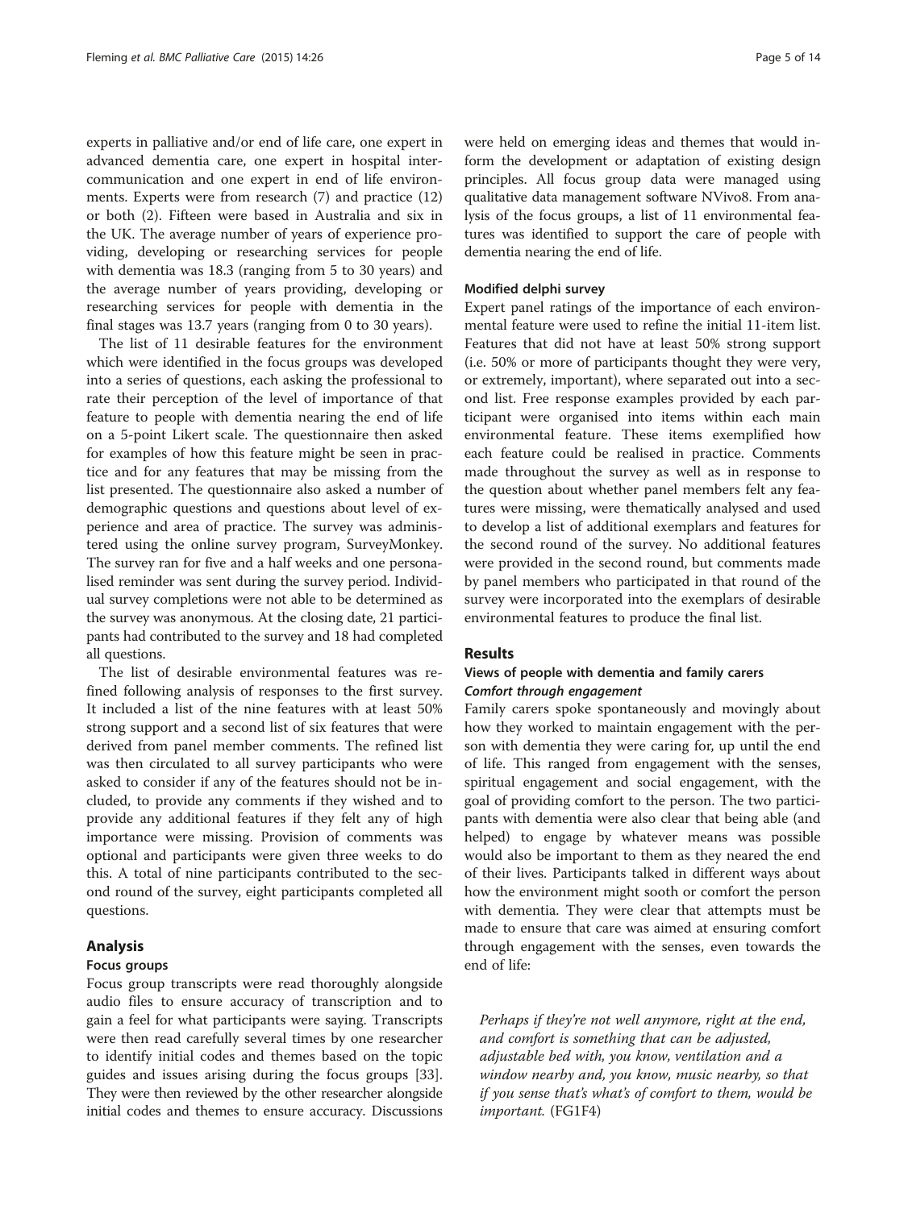experts in palliative and/or end of life care, one expert in advanced dementia care, one expert in hospital intercommunication and one expert in end of life environments. Experts were from research (7) and practice (12) or both (2). Fifteen were based in Australia and six in the UK. The average number of years of experience providing, developing or researching services for people with dementia was 18.3 (ranging from 5 to 30 years) and the average number of years providing, developing or researching services for people with dementia in the final stages was 13.7 years (ranging from 0 to 30 years).

The list of 11 desirable features for the environment which were identified in the focus groups was developed into a series of questions, each asking the professional to rate their perception of the level of importance of that feature to people with dementia nearing the end of life on a 5-point Likert scale. The questionnaire then asked for examples of how this feature might be seen in practice and for any features that may be missing from the list presented. The questionnaire also asked a number of demographic questions and questions about level of experience and area of practice. The survey was administered using the online survey program, SurveyMonkey. The survey ran for five and a half weeks and one personalised reminder was sent during the survey period. Individual survey completions were not able to be determined as the survey was anonymous. At the closing date, 21 participants had contributed to the survey and 18 had completed all questions.

The list of desirable environmental features was refined following analysis of responses to the first survey. It included a list of the nine features with at least 50% strong support and a second list of six features that were derived from panel member comments. The refined list was then circulated to all survey participants who were asked to consider if any of the features should not be included, to provide any comments if they wished and to provide any additional features if they felt any of high importance were missing. Provision of comments was optional and participants were given three weeks to do this. A total of nine participants contributed to the second round of the survey, eight participants completed all questions.

## Analysis

### Focus groups

Focus group transcripts were read thoroughly alongside audio files to ensure accuracy of transcription and to gain a feel for what participants were saying. Transcripts were then read carefully several times by one researcher to identify initial codes and themes based on the topic guides and issues arising during the focus groups [33]. They were then reviewed by the other researcher alongside initial codes and themes to ensure accuracy. Discussions were held on emerging ideas and themes that would inform the development or adaptation of existing design principles. All focus group data were managed using qualitative data management software NVivo8. From analysis of the focus groups, a list of 11 environmental features was identified to support the care of people with dementia nearing the end of life.

### Modified delphi survey

Expert panel ratings of the importance of each environmental feature were used to refine the initial 11-item list. Features that did not have at least 50% strong support (i.e. 50% or more of participants thought they were very, or extremely, important), where separated out into a second list. Free response examples provided by each participant were organised into items within each main environmental feature. These items exemplified how each feature could be realised in practice. Comments made throughout the survey as well as in response to the question about whether panel members felt any features were missing, were thematically analysed and used to develop a list of additional exemplars and features for the second round of the survey. No additional features were provided in the second round, but comments made by panel members who participated in that round of the survey were incorporated into the exemplars of desirable environmental features to produce the final list.

## Results

### Views of people with dementia and family carers

#### *Comfort through engagement*

Family carers spoke spontaneously and movingly about how they worked to maintain engagement with the person with dementia they were caring for, up until the end of life. This ranged from engagement with the senses, spiritual engagement and social engagement, with the goal of providing comfort to the person. The two participants with dementia were also clear that being able (and helped) to engage by whatever means was possible would also be important to them as they neared the end of their lives. Participants talked in different ways about how the environment might sooth or comfort the person with dementia. They were clear that attempts must be made to ensure that care was aimed at ensuring comfort through engagement with the senses, even towards the end of life:

> *Perhaps if they're not well anymore, right at the end, and comfort is something that can be adjusted, adjustable bed with, you know, ventilation and a window nearby and, you know, music nearby, so that if you sense that's what's of comfort to them, would be important.* (FG1F4)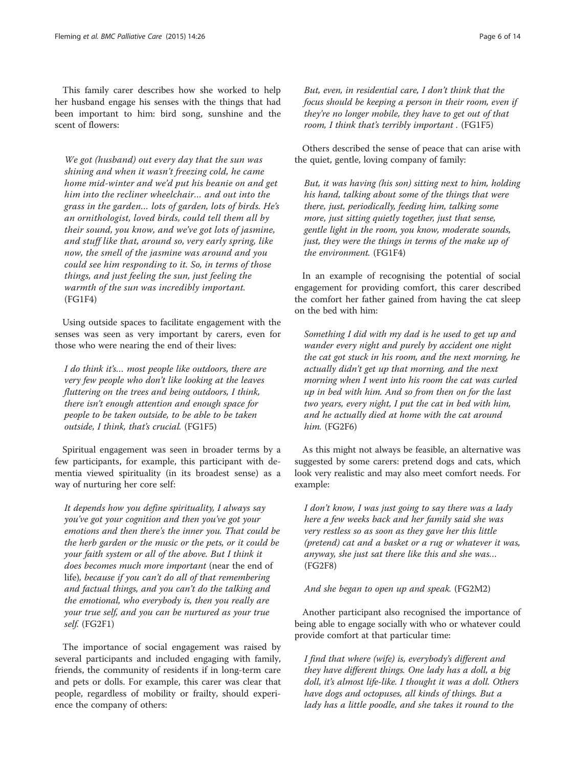This family carer describes how she worked to help her husband engage his senses with the things that had been important to him: bird song, sunshine and the scent of flowers:

> *We got (husband) out every day that the sun was shining and when it wasn't freezing cold, he came home mid-winter and we'd put his beanie on and get him into the recliner wheelchair… and out into the grass in the garden… lots of garden, lots of birds. He's an ornithologist, loved birds, could tell them all by their sound, you know, and we've got lots of jasmine, and stuff like that, around so, very early spring, like now, the smell of the jasmine was around and you could see him responding to it. So, in terms of those things, and just feeling the sun, just feeling the warmth of the sun was incredibly important.* (FG1F4)

Using outside spaces to facilitate engagement with the senses was seen as very important by carers, even for those who were nearing the end of their lives:

> *I do think it's… most people like outdoors, there are very few people who don't like looking at the leaves fluttering on the trees and being outdoors, I think, there isn't enough attention and enough space for people to be taken outside, to be able to be taken outside, I think, that's crucial.* (FG1F5)

Spiritual engagement was seen in broader terms by a few participants, for example, this participant with dementia viewed spirituality (in its broadest sense) as a way of nurturing her core self:

> *It depends how you define spirituality, I always say you've got your cognition and then you've got your emotions and then there's the inner you. That could be the herb garden or the music or the pets, or it could be your faith system or all of the above. But I think it does becomes much more important* (near the end of life), *because if you can't do all of that remembering and factual things, and you can't do the talking and the emotional, who everybody is, then you really are your true self, and you can be nurtured as your true self.* (FG2F1)

The importance of social engagement was raised by several participants and included engaging with family, friends, the community of residents if in long-term care and pets or dolls. For example, this carer was clear that people, regardless of mobility or frailty, should experience the company of others:

> *But, even, in residential care, I don't think that the focus should be keeping a person in their room, even if they're no longer mobile, they have to get out of that room, I think that's terribly important .* (FG1F5)

Others described the sense of peace that can arise with the quiet, gentle, loving company of family:

> *But, it was having (his son) sitting next to him, holding his hand, talking about some of the things that were there, just, periodically, feeding him, talking some more, just sitting quietly together, just that sense, gentle light in the room, you know, moderate sounds, just, they were the things in terms of the make up of the environment.* (FG1F4)

In an example of recognising the potential of social engagement for providing comfort, this carer described the comfort her father gained from having the cat sleep on the bed with him:

> *Something I did with my dad is he used to get up and wander every night and purely by accident one night the cat got stuck in his room, and the next morning, he actually didn't get up that morning, and the next morning when I went into his room the cat was curled up in bed with him. And so from then on for the last two years, every night, I put the cat in bed with him, and he actually died at home with the cat around him.* (FG2F6)

As this might not always be feasible, an alternative was suggested by some carers: pretend dogs and cats, which look very realistic and may also meet comfort needs. For example:

> *I don't know, I was just going to say there was a lady here a few weeks back and her family said she was very restless so as soon as they gave her this little (pretend) cat and a basket or a rug or whatever it was, anyway, she just sat there like this and she was…* (FG2F8)

> *And she began to open up and speak.* (FG2M2)

Another participant also recognised the importance of being able to engage socially with who or whatever could provide comfort at that particular time:

> *I find that where (wife) is, everybody's different and they have different things. One lady has a doll, a big doll, it's almost life-like. I thought it was a doll. Others have dogs and octopuses, all kinds of things. But a lady has a little poodle, and she takes it round to the*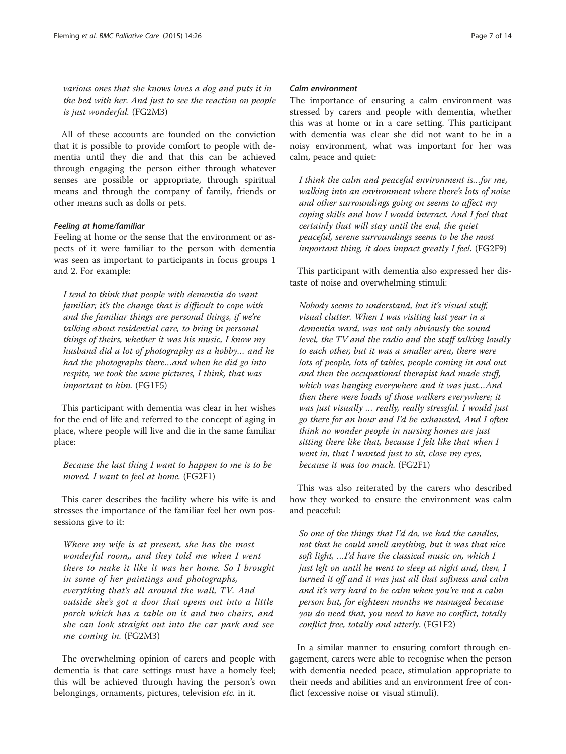*various ones that she knows loves a dog and puts it in the bed with her. And just to see the reaction on people is just wonderful.* (FG2M3)

All of these accounts are founded on the conviction that it is possible to provide comfort to people with dementia until they die and that this can be achieved through engaging the person either through whatever senses are possible or appropriate, through spiritual means and through the company of family, friends or other means such as dolls or pets.

#### *Feeling at home/familiar*

Feeling at home or the sense that the environment or aspects of it were familiar to the person with dementia was seen as important to participants in focus groups 1 and 2. For example:

> *I tend to think that people with dementia do want familiar; it's the change that is difficult to cope with and the familiar things are personal things, if we're talking about residential care, to bring in personal things of theirs, whether it was his music, I know my husband did a lot of photography as a hobby… and he had the photographs there…and when he did go into respite, we took the same pictures, I think, that was important to him.* (FG1F5)

This participant with dementia was clear in her wishes for the end of life and referred to the concept of aging in place, where people will live and die in the same familiar place:

> *Because the last thing I want to happen to me is to be moved. I want to feel at home.* (FG2F1)

This carer describes the facility where his wife is and stresses the importance of the familiar feel her own possessions give to it:

> *Where my wife is at present, she has the most wonderful room,, and they told me when I went there to make it like it was her home. So I brought in some of her paintings and photographs, everything that's all around the wall, TV. And outside she's got a door that opens out into a little porch which has a table on it and two chairs, and she can look straight out into the car park and see me coming in.* (FG2M3)

The overwhelming opinion of carers and people with dementia is that care settings must have a homely feel; this will be achieved through having the person's own belongings, ornaments, pictures, television *etc.* in it.

#### *Calm environment*

The importance of ensuring a calm environment was stressed by carers and people with dementia, whether this was at home or in a care setting. This participant with dementia was clear she did not want to be in a noisy environment, what was important for her was calm, peace and quiet:

> *I think the calm and peaceful environment is…for me, walking into an environment where there's lots of noise and other surroundings going on seems to affect my coping skills and how I would interact. And I feel that certainly that will stay until the end, the quiet peaceful, serene surroundings seems to be the most important thing, it does impact greatly I feel.* (FG2F9)

This participant with dementia also expressed her distaste of noise and overwhelming stimuli:

> *Nobody seems to understand, but it's visual stuff, visual clutter. When I was visiting last year in a dementia ward, was not only obviously the sound level, the TV and the radio and the staff talking loudly to each other, but it was a smaller area, there were lots of people, lots of tables, people coming in and out and then the occupational therapist had made stuff, which was hanging everywhere and it was just…And then there were loads of those walkers everywhere; it was just visually … really, really stressful. I would just go there for an hour and I'd be exhausted, And I often think no wonder people in nursing homes are just sitting there like that, because I felt like that when I went in, that I wanted just to sit, close my eyes, because it was too much.* (FG2F1)

This was also reiterated by the carers who described how they worked to ensure the environment was calm and peaceful:

> *So one of the things that I'd do, we had the candles, not that he could smell anything, but it was that nice soft light, …I'd have the classical music on, which I just left on until he went to sleep at night and, then, I turned it off and it was just all that softness and calm and it's very hard to be calm when you're not a calm person but, for eighteen months we managed because you do need that, you need to have no conflict, totally conflict free, totally and utterly.* (FG1F2)

In a similar manner to ensuring comfort through engagement, carers were able to recognise when the person with dementia needed peace, stimulation appropriate to their needs and abilities and an environment free of conflict (excessive noise or visual stimuli).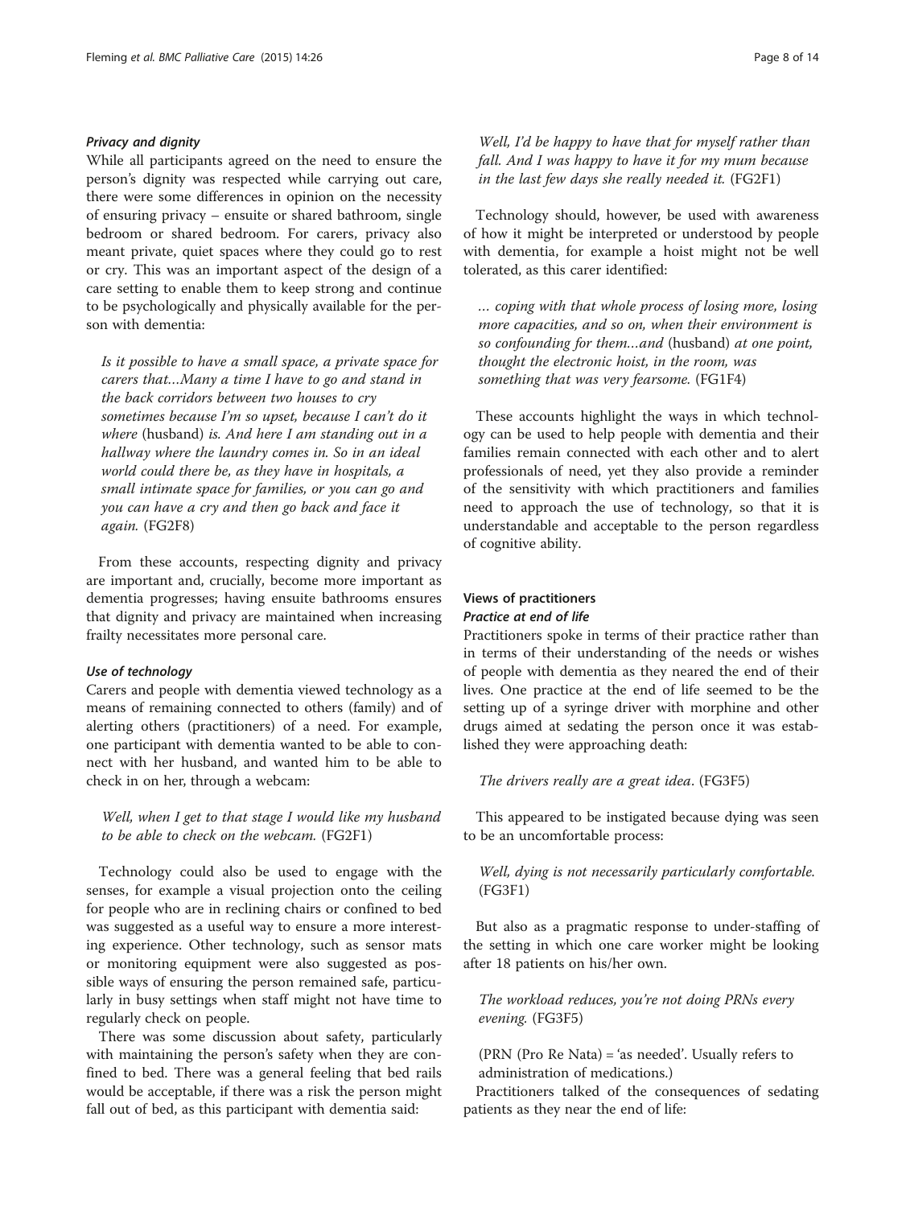#### *Privacy and dignity*

While all participants agreed on the need to ensure the person's dignity was respected while carrying out care, there were some differences in opinion on the necessity of ensuring privacy – ensuite or shared bathroom, single bedroom or shared bedroom. For carers, privacy also meant private, quiet spaces where they could go to rest or cry. This was an important aspect of the design of a care setting to enable them to keep strong and continue to be psychologically and physically available for the person with dementia:

> *Is it possible to have a small space, a private space for carers that…Many a time I have to go and stand in the back corridors between two houses to cry sometimes because I'm so upset, because I can't do it where* (husband) *is. And here I am standing out in a hallway where the laundry comes in. So in an ideal world could there be, as they have in hospitals, a small intimate space for families, or you can go and you can have a cry and then go back and face it again.* (FG2F8)

From these accounts, respecting dignity and privacy are important and, crucially, become more important as dementia progresses; having ensuite bathrooms ensures that dignity and privacy are maintained when increasing frailty necessitates more personal care.

#### *Use of technology*

Carers and people with dementia viewed technology as a means of remaining connected to others (family) and of alerting others (practitioners) of a need. For example, one participant with dementia wanted to be able to connect with her husband, and wanted him to be able to check in on her, through a webcam:

> *Well, when I get to that stage I would like my husband to be able to check on the webcam.* (FG2F1)

Technology could also be used to engage with the senses, for example a visual projection onto the ceiling for people who are in reclining chairs or confined to bed was suggested as a useful way to ensure a more interesting experience. Other technology, such as sensor mats or monitoring equipment were also suggested as possible ways of ensuring the person remained safe, particularly in busy settings when staff might not have time to regularly check on people.

There was some discussion about safety, particularly with maintaining the person's safety when they are confined to bed. There was a general feeling that bed rails would be acceptable, if there was a risk the person might fall out of bed, as this participant with dementia said:

> *Well, I'd be happy to have that for myself rather than fall. And I was happy to have it for my mum because in the last few days she really needed it.* (FG2F1)

Technology should, however, be used with awareness of how it might be interpreted or understood by people with dementia, for example a hoist might not be well tolerated, as this carer identified:

> *… coping with that whole process of losing more, losing more capacities, and so on, when their environment is so confounding for them…and* (husband) *at one point, thought the electronic hoist, in the room, was something that was very fearsome.* (FG1F4)

These accounts highlight the ways in which technology can be used to help people with dementia and their families remain connected with each other and to alert professionals of need, yet they also provide a reminder of the sensitivity with which practitioners and families need to approach the use of technology, so that it is understandable and acceptable to the person regardless of cognitive ability.

### Views of practitioners

#### *Practice at end of life*

Practitioners spoke in terms of their practice rather than in terms of their understanding of the needs or wishes of people with dementia as they neared the end of their lives. One practice at the end of life seemed to be the setting up of a syringe driver with morphine and other drugs aimed at sedating the person once it was established they were approaching death:

> *The drivers really are a great idea.* (FG3F5)

This appeared to be instigated because dying was seen to be an uncomfortable process:

> *Well, dying is not necessarily particularly comfortable.* (FG3F1)

But also as a pragmatic response to under-staffing of the setting in which one care worker might be looking after 18 patients on his/her own.

> *The workload reduces, you're not doing PRNs every evening.* (FG3F5)

(PRN (Pro Re Nata) = 'as needed'. Usually refers to administration of medications.)

Practitioners talked of the consequences of sedating patients as they near the end of life: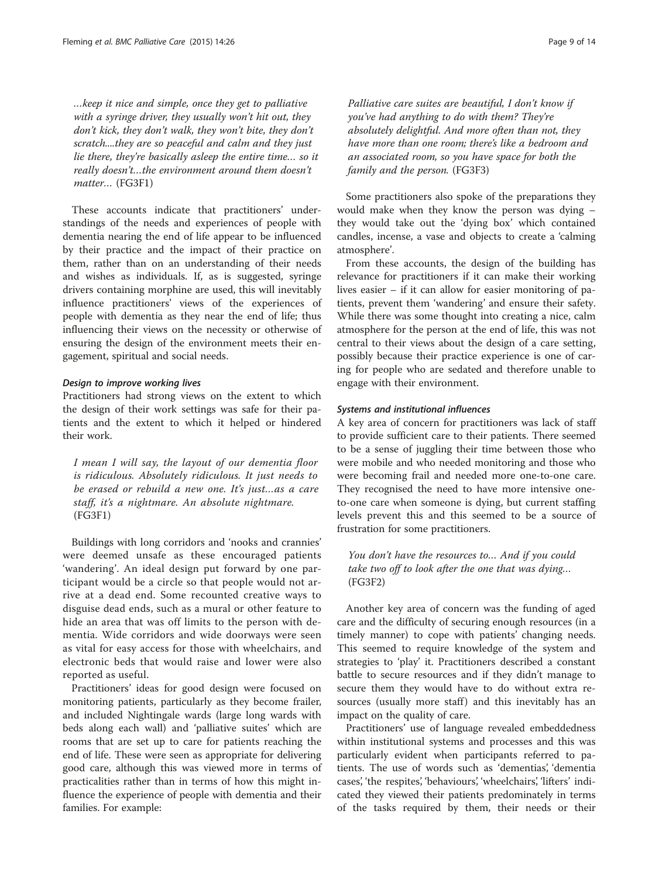*...keep it nice and simple, once they get to palliative with a syringe driver, they usually won't hit out, they don't kick, they don't walk, they won't bite, they don't scratch....they are so peaceful and calm and they just lie there, they're basically asleep the entire time... so it really doesn't...the environment around them doesn't matter...* (FG3F1)

These accounts indicate that practitioners' understandings of the needs and experiences of people with dementia nearing the end of life appear to be influenced by their practice and the impact of their practice on them, rather than on an understanding of their needs and wishes as individuals. If, as is suggested, syringe drivers containing morphine are used, this will inevitably influence practitioners' views of the experiences of people with dementia as they near the end of life; thus influencing their views on the necessity or otherwise of ensuring the design of the environment meets their engagement, spiritual and social needs.

#### *Design to improve working lives*

Practitioners had strong views on the extent to which the design of their work settings was safe for their patients and the extent to which it helped or hindered their work.

*I mean I will say, the layout of our dementia floor is ridiculous. Absolutely ridiculous. It just needs to be erased or rebuild a new one. It's just...as a care staff, it's a nightmare. An absolute nightmare.* (FG3F1)

Buildings with long corridors and 'nooks and crannies' were deemed unsafe as these encouraged patients 'wandering'. An ideal design put forward by one participant would be a circle so that people would not arrive at a dead end. Some recounted creative ways to disguise dead ends, such as a mural or other feature to hide an area that was off limits to the person with dementia. Wide corridors and wide doorways were seen as vital for easy access for those with wheelchairs, and electronic beds that would raise and lower were also reported as useful.

Practitioners' ideas for good design were focused on monitoring patients, particularly as they become frailer, and included Nightingale wards (large long wards with beds along each wall) and 'palliative suites' which are rooms that are set up to care for patients reaching the end of life. These were seen as appropriate for delivering good care, although this was viewed more in terms of practicalities rather than in terms of how this might influence the experience of people with dementia and their families. For example:

*Palliative care suites are beautiful, I don't know if you've had anything to do with them? They're absolutely delightful. And more often than not, they have more than one room; there's like a bedroom and an associated room, so you have space for both the family and the person.* (FG3F3)

Some practitioners also spoke of the preparations they would make when they know the person was dying – they would take out the 'dying box' which contained candles, incense, a vase and objects to create a 'calming atmosphere'.

From these accounts, the design of the building has relevance for practitioners if it can make their working lives easier – if it can allow for easier monitoring of patients, prevent them 'wandering' and ensure their safety. While there was some thought into creating a nice, calm atmosphere for the person at the end of life, this was not central to their views about the design of a care setting, possibly because their practice experience is one of caring for people who are sedated and therefore unable to engage with their environment.

#### *Systems and institutional influences*

A key area of concern for practitioners was lack of staff to provide sufficient care to their patients. There seemed to be a sense of juggling their time between those who were mobile and who needed monitoring and those who were becoming frail and needed more one-to-one care. They recognised the need to have more intensive one-to-one care when someone is dying, but current staffing levels prevent this and this seemed to be a source of frustration for some practitioners.

*You don't have the resources to... And if you could take two off to look after the one that was dying...* (FG3F2)

Another key area of concern was the funding of aged care and the difficulty of securing enough resources (in a timely manner) to cope with patients' changing needs. This seemed to require knowledge of the system and strategies to 'play' it. Practitioners described a constant battle to secure resources and if they didn't manage to secure them they would have to do without extra resources (usually more staff) and this inevitably has an impact on the quality of care.

Practitioners' use of language revealed embeddedness within institutional systems and processes and this was particularly evident when participants referred to patients. The use of words such as 'dementias', 'dementia cases', 'the respites', 'behaviours', 'wheelchairs', 'lifters' indicated they viewed their patients predominately in terms of the tasks required by them, their needs or their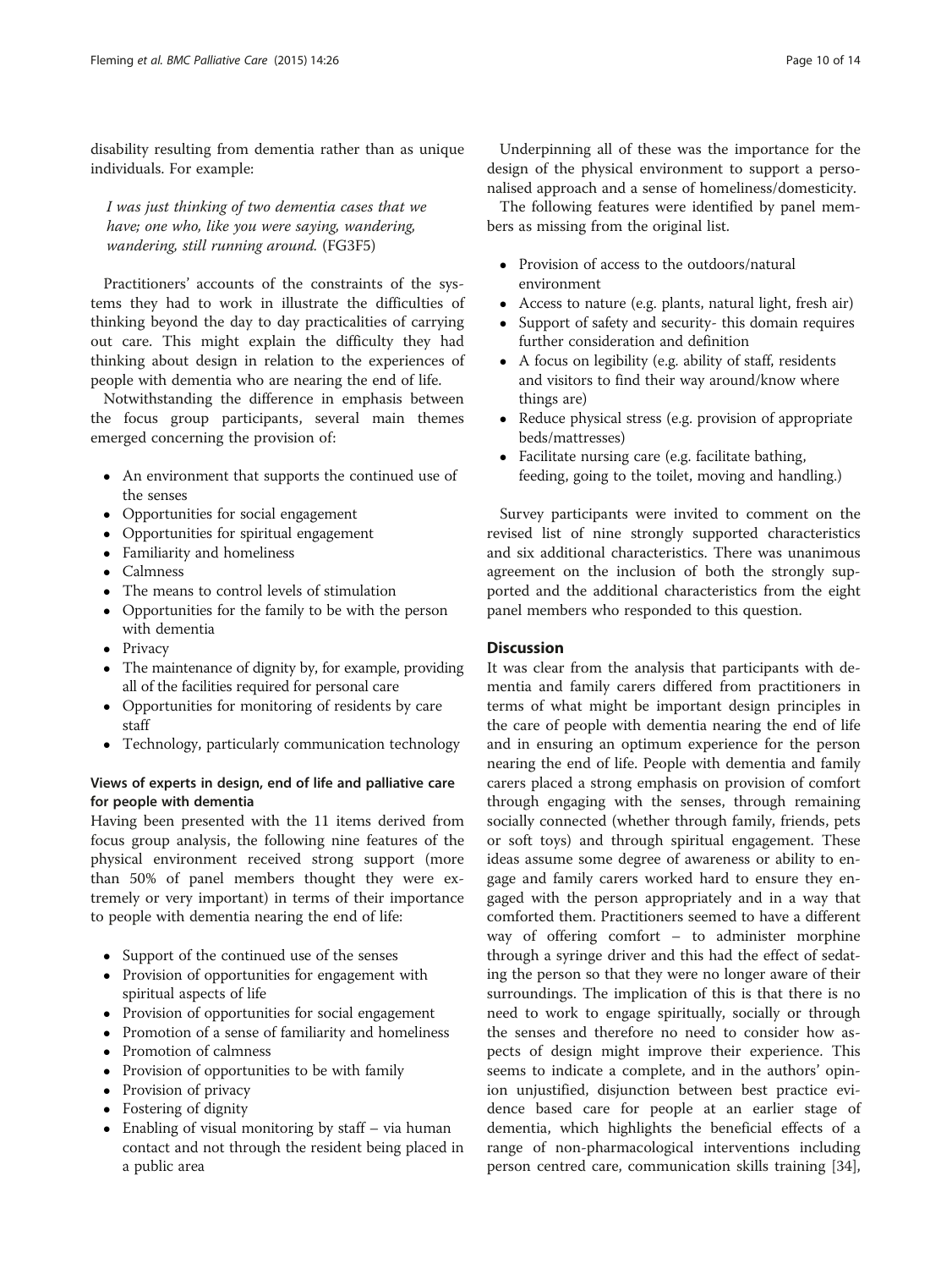disability resulting from dementia rather than as unique individuals. For example:

> *I was just thinking of two dementia cases that we have; one who, like you were saying, wandering, wandering, still running around.* (FG3F5)

Practitioners' accounts of the constraints of the systems they had to work in illustrate the difficulties of thinking beyond the day to day practicalities of carrying out care. This might explain the difficulty they had thinking about design in relation to the experiences of people with dementia who are nearing the end of life.

Notwithstanding the difference in emphasis between the focus group participants, several main themes emerged concerning the provision of:

- An environment that supports the continued use of the senses
- Opportunities for social engagement
- Opportunities for spiritual engagement
- Familiarity and homeliness
- Calmness
- The means to control levels of stimulation
- Opportunities for the family to be with the person with dementia
- Privacy
- The maintenance of dignity by, for example, providing all of the facilities required for personal care
- Opportunities for monitoring of residents by care staff
- Technology, particularly communication technology

### Views of experts in design, end of life and palliative care for people with dementia

Having been presented with the 11 items derived from focus group analysis, the following nine features of the physical environment received strong support (more than 50% of panel members thought they were extremely or very important) in terms of their importance to people with dementia nearing the end of life:

- Support of the continued use of the senses
- Provision of opportunities for engagement with spiritual aspects of life
- Provision of opportunities for social engagement
- Promotion of a sense of familiarity and homeliness
- Promotion of calmness
- Provision of opportunities to be with family
- Provision of privacy
- Fostering of dignity
- Enabling of visual monitoring by staff – via human contact and not through the resident being placed in a public area

Underpinning all of these was the importance for the design of the physical environment to support a personalised approach and a sense of homeliness/domesticity.

The following features were identified by panel members as missing from the original list.

- Provision of access to the outdoors/natural environment
- Access to nature (e.g. plants, natural light, fresh air)
- Support of safety and security- this domain requires further consideration and definition
- A focus on legibility (e.g. ability of staff, residents and visitors to find their way around/know where things are)
- Reduce physical stress (e.g. provision of appropriate beds/mattresses)
- Facilitate nursing care (e.g. facilitate bathing, feeding, going to the toilet, moving and handling.)

Survey participants were invited to comment on the revised list of nine strongly supported characteristics and six additional characteristics. There was unanimous agreement on the inclusion of both the strongly supported and the additional characteristics from the eight panel members who responded to this question.

## Discussion

It was clear from the analysis that participants with dementia and family carers differed from practitioners in terms of what might be important design principles in the care of people with dementia nearing the end of life and in ensuring an optimum experience for the person nearing the end of life. People with dementia and family carers placed a strong emphasis on provision of comfort through engaging with the senses, through remaining socially connected (whether through family, friends, pets or soft toys) and through spiritual engagement. These ideas assume some degree of awareness or ability to engage and family carers worked hard to ensure they engaged with the person appropriately and in a way that comforted them. Practitioners seemed to have a different way of offering comfort – to administer morphine through a syringe driver and this had the effect of sedating the person so that they were no longer aware of their surroundings. The implication of this is that there is no need to work to engage spiritually, socially or through the senses and therefore no need to consider how aspects of design might improve their experience. This seems to indicate a complete, and in the authors' opinion unjustified, disjunction between best practice evidence based care for people at an earlier stage of dementia, which highlights the beneficial effects of a range of non-pharmacological interventions including person centred care, communication skills training [34],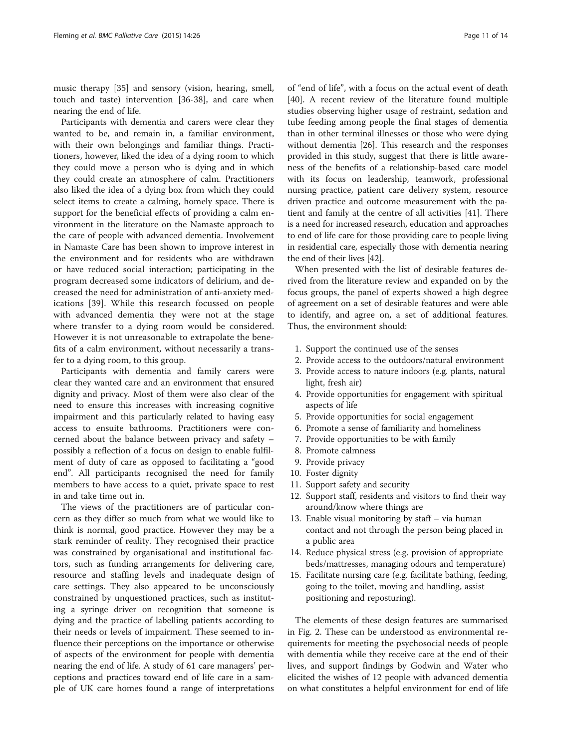music therapy [35] and sensory (vision, hearing, smell, touch and taste) intervention [36-38], and care when nearing the end of life.

Participants with dementia and carers were clear they wanted to be, and remain in, a familiar environment, with their own belongings and familiar things. Practitioners, however, liked the idea of a dying room to which they could move a person who is dying and in which they could create an atmosphere of calm. Practitioners also liked the idea of a dying box from which they could select items to create a calming, homely space. There is support for the beneficial effects of providing a calm environment in the literature on the Namaste approach to the care of people with advanced dementia. Involvement in Namaste Care has been shown to improve interest in the environment and for residents who are withdrawn or have reduced social interaction; participating in the program decreased some indicators of delirium, and decreased the need for administration of anti-anxiety medications [39]. While this research focussed on people with advanced dementia they were not at the stage where transfer to a dying room would be considered. However it is not unreasonable to extrapolate the benefits of a calm environment, without necessarily a transfer to a dying room, to this group.

Participants with dementia and family carers were clear they wanted care and an environment that ensured dignity and privacy. Most of them were also clear of the need to ensure this increases with increasing cognitive impairment and this particularly related to having easy access to ensuite bathrooms. Practitioners were concerned about the balance between privacy and safety – possibly a reflection of a focus on design to enable fulfilment of duty of care as opposed to facilitating a "good end". All participants recognised the need for family members to have access to a quiet, private space to rest in and take time out in.

The views of the practitioners are of particular concern as they differ so much from what we would like to think is normal, good practice. However they may be a stark reminder of reality. They recognised their practice was constrained by organisational and institutional factors, such as funding arrangements for delivering care, resource and staffing levels and inadequate design of care settings. They also appeared to be unconsciously constrained by unquestioned practices, such as instituting a syringe driver on recognition that someone is dying and the practice of labelling patients according to their needs or levels of impairment. These seemed to influence their perceptions on the importance or otherwise of aspects of the environment for people with dementia nearing the end of life. A study of 61 care managers' perceptions and practices toward end of life care in a sample of UK care homes found a range of interpretations of "end of life", with a focus on the actual event of death [40]. A recent review of the literature found multiple studies observing higher usage of restraint, sedation and tube feeding among people the final stages of dementia than in other terminal illnesses or those who were dying without dementia [26]. This research and the responses provided in this study, suggest that there is little awareness of the benefits of a relationship-based care model with its focus on leadership, teamwork, professional nursing practice, patient care delivery system, resource driven practice and outcome measurement with the patient and family at the centre of all activities [41]. There is a need for increased research, education and approaches to end of life care for those providing care to people living in residential care, especially those with dementia nearing the end of their lives [42].

When presented with the list of desirable features derived from the literature review and expanded on by the focus groups, the panel of experts showed a high degree of agreement on a set of desirable features and were able to identify, and agree on, a set of additional features. Thus, the environment should:

1. Support the continued use of the senses
2. Provide access to the outdoors/natural environment
3. Provide access to nature indoors (e.g. plants, natural light, fresh air)
4. Provide opportunities for engagement with spiritual aspects of life
5. Provide opportunities for social engagement
6. Promote a sense of familiarity and homeliness
7. Provide opportunities to be with family
8. Promote calmness
9. Provide privacy
10. Foster dignity
11. Support safety and security
12. Support staff, residents and visitors to find their way around/know where things are
13. Enable visual monitoring by staff – via human contact and not through the person being placed in a public area
14. Reduce physical stress (e.g. provision of appropriate beds/mattresses, managing odours and temperature)
15. Facilitate nursing care (e.g. facilitate bathing, feeding, going to the toilet, moving and handling, assist positioning and reposturing).

The elements of these design features are summarised in Fig. 2. These can be understood as environmental requirements for meeting the psychosocial needs of people with dementia while they receive care at the end of their lives, and support findings by Godwin and Water who elicited the wishes of 12 people with advanced dementia on what constitutes a helpful environment for end of life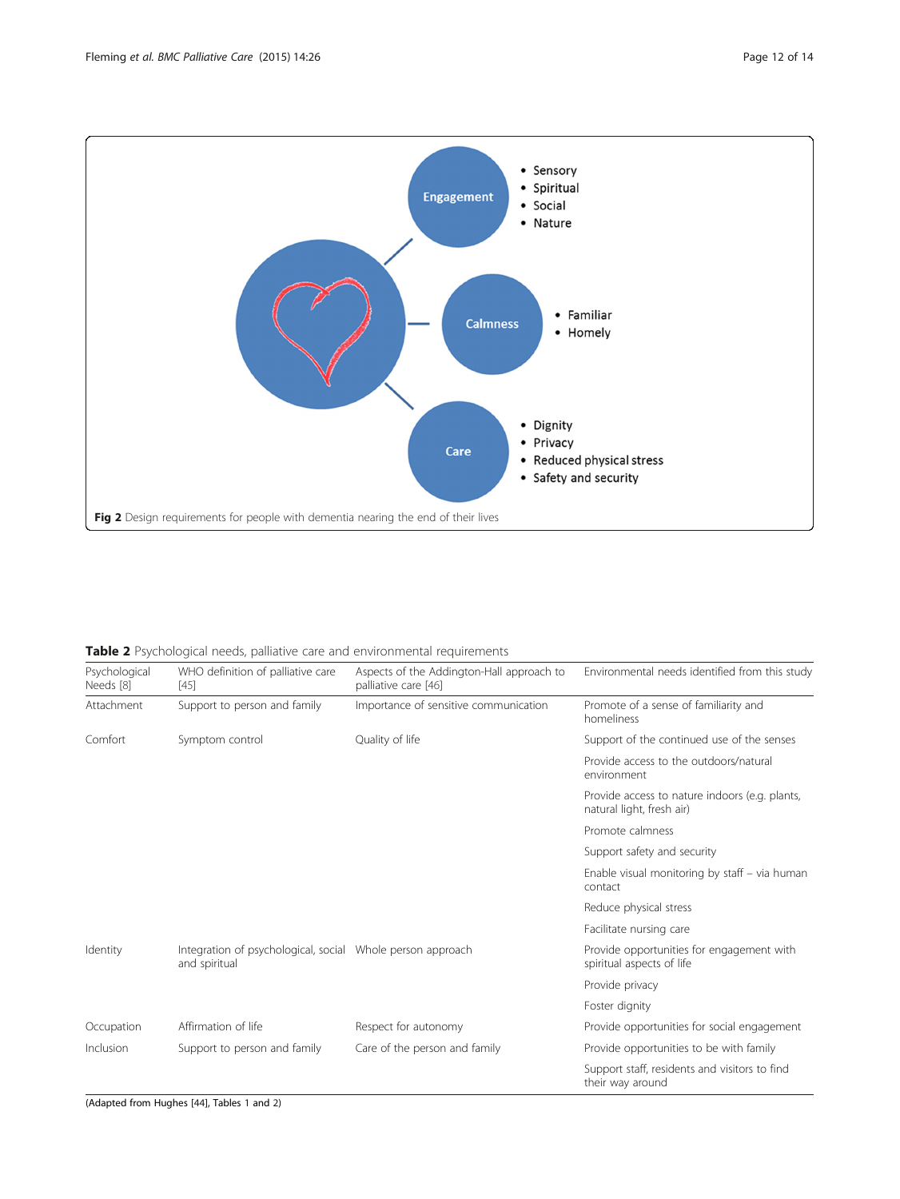Engagement
- Sensory
- Spiritual
- Social
- Nature

Calmness
- Familiar
- Homely

Care
- Dignity
- Privacy
- Reduced physical stress
- Safety and security

**Fig 2** Design requirements for people with dementia nearing the end of their lives

**Table 2** Psychological needs, palliative care and environmental requirements

| Psychological Needs [8] | WHO definition of palliative care [45] | Aspects of the Addington-Hall approach to palliative care [46] | Environmental needs identified from this study |
|---|---|---|---|
| Attachment | Support to person and family | Importance of sensitive communication | Promote of a sense of familiarity and homeliness |
| Comfort | Symptom control | Quality of life | Support of the continued use of the senses |
| | | | Provide access to the outdoors/natural environment |
| | | | Provide access to nature indoors (e.g. plants, natural light, fresh air) |
| | | | Promote calmness |
| | | | Support safety and security |
| | | | Enable visual monitoring by staff – via human contact |
| | | | Reduce physical stress |
| | | | Facilitate nursing care |
| Identity | Integration of psychological, social and spiritual | Whole person approach | Provide opportunities for engagement with spiritual aspects of life |
| | | | Provide privacy |
| | | | Foster dignity |
| Occupation | Affirmation of life | Respect for autonomy | Provide opportunities for social engagement |
| Inclusion | Support to person and family | Care of the person and family | Provide opportunities to be with family |
| | | | Support staff, residents and visitors to find their way around |

(Adapted from Hughes [44], Tables 1 and 2)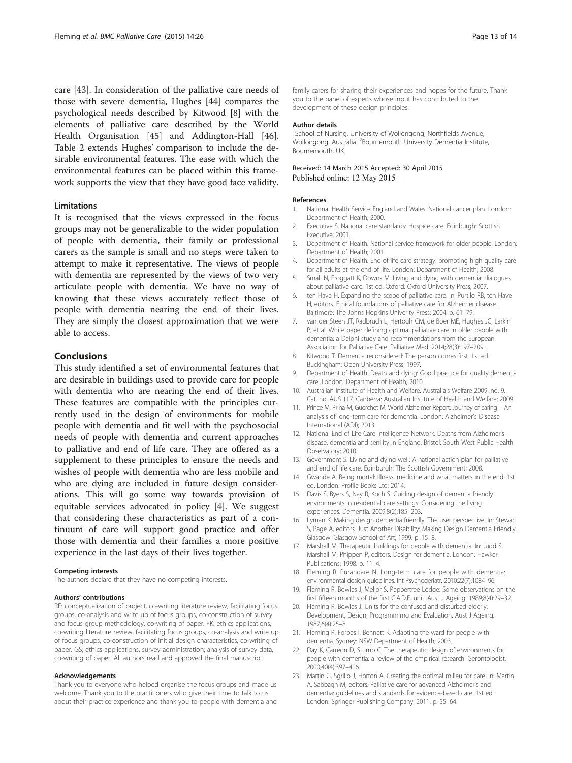care [43]. In consideration of the palliative care needs of those with severe dementia, Hughes [44] compares the psychological needs described by Kitwood [8] with the elements of palliative care described by the World Health Organisation [45] and Addington-Hall [46]. Table 2 extends Hughes' comparison to include the desirable environmental features. The ease with which the environmental features can be placed within this framework supports the view that they have good face validity.

### Limitations

It is recognised that the views expressed in the focus groups may not be generalizable to the wider population of people with dementia, their family or professional carers as the sample is small and no steps were taken to attempt to make it representative. The views of people with dementia are represented by the views of two very articulate people with dementia. We have no way of knowing that these views accurately reflect those of people with dementia nearing the end of their lives. They are simply the closest approximation that we were able to access.

## Conclusions

This study identified a set of environmental features that are desirable in buildings used to provide care for people with dementia who are nearing the end of their lives. These features are compatible with the principles currently used in the design of environments for mobile people with dementia and fit well with the psychosocial needs of people with dementia and current approaches to palliative and end of life care. They are offered as a supplement to these principles to ensure the needs and wishes of people with dementia who are less mobile and who are dying are included in future design considerations. This will go some way towards provision of equitable services advocated in policy [4]. We suggest that considering these characteristics as part of a continuum of care will support good practice and offer those with dementia and their families a more positive experience in the last days of their lives together.

#### Competing interests

The authors declare that they have no competing interests.

#### Authors' contributions

RF: conceptualization of project, co-writing literature review, facilitating focus groups, co-analysis and write up of focus groups, co-construction of survey and focus group methodology, co-writing of paper. FK: ethics applications, co-writing literature review, facilitating focus groups, co-analysis and write up of focus groups, co-construction of initial design characteristics, co-writing of paper. GS; ethics applications, survey administration; analysis of survey data, co-writing of paper. All authors read and approved the final manuscript.

#### Acknowledgements

Thank you to everyone who helped organise the focus groups and made us welcome. Thank you to the practitioners who give their time to talk to us about their practice experience and thank you to people with dementia and family carers for sharing their experiences and hopes for the future. Thank you to the panel of experts whose input has contributed to the development of these design principles.

#### Author details

[1]School of Nursing, University of Wollongong, Northfields Avenue, Wollongong, Australia. [2]Bournemouth University Dementia Institute, Bournemouth, UK.

Received: 14 March 2015 Accepted: 30 April 2015
Published online: 12 May 2015

#### References

1. National Health Service England and Wales. National cancer plan. London: Department of Health; 2000.
2. Executive S. National care standards: Hospice care. Edinburgh: Scottish Executive; 2001.
3. Department of Health. National service framework for older people. London: Department of Health; 2001.
4. Department of Health. End of life care strategy: promoting high quality care for all adults at the end of life. London: Department of Health; 2008.
5. Small N, Froggatt K, Downs M. Living and dying with dementia: dialogues about palliative care. 1st ed. Oxford: Oxford University Press; 2007.
6. ten Have H. Expanding the scope of palliative care. In: Purtilo RB, ten Have H, editors. Ethical foundations of palliative care for Alzheimer disease. Baltimore: The Johns Hopkins Univerity Press; 2004. p. 61–79.
7. van der Steen JT, Radbruch L, Hertogh CM, de Boer ME, Hughes JC, Larkin P, et al. White paper defining optimal palliative care in older people with dementia: a Delphi study and recommendations from the European Association for Palliative Care. Palliative Med. 2014;28(3):197–209.
8. Kitwood T. Dementia reconsidered: The person comes first. 1st ed. Buckingham: Open University Press; 1997.
9. Department of Health. Death and dying: Good practice for quality dementia care. London: Department of Health; 2010.
10. Australian Institute of Health and Welfare. Australia's Welfare 2009. no. 9. Cat. no. AUS 117. Canberra: Australian Institute of Health and Welfare; 2009.
11. Prince M, Prina M, Guerchet M. World Alzheimer Report: Journey of caring – An analysis of long-term care for dementia. London: Alzheimer's Disease International (ADI); 2013.
12. National End of Life Care Intelligence Network. Deaths from Alzheimer's disease, dementia and senility in England. Bristol: South West Public Health Observatory; 2010.
13. Government S. Living and dying well: A national action plan for palliative and end of life care. Edinburgh: The Scottish Government; 2008.
14. Gwande A. Being mortal: Illness, medicine and what matters in the end. 1st ed. London: Profile Books Ltd; 2014.
15. Davis S, Byers S, Nay R, Koch S. Guiding design of dementia friendly environments in residential care settings: Considering the living experiences. Dementia. 2009;8(2):185–203.
16. Lyman K. Making design dementia friendly: The user perspective. In: Stewart S, Page A, editors. Just Another Disability: Making Design Dementia Friendly. Glasgow: Glasgow School of Art; 1999. p. 15–8.
17. Marshall M. Therapeutic buildings for people with dementia. In: Judd S, Marshall M, Phippen P, editors. Design for dementia. London: Hawker Publications; 1998. p. 11–4.
18. Fleming R, Purandare N. Long-term care for people with dementia: environmental design guidelines. Int Psychogeriatr. 2010;22(7):1084–96.
19. Fleming R, Bowles J, Mellor S. Peppertree Lodge: Some observations on the first fifteen months of the first C.A.D.E. unit. Aust J Ageing. 1989;8(4):29–32.
20. Fleming R, Bowles J. Units for the confused and disturbed elderly: Development, Design, Programmimg and Evaluation. Aust J Ageing. 1987;6(4):25–8.
21. Fleming R, Forbes I, Bennett K. Adapting the ward for people with dementia. Sydney: NSW Department of Health; 2003.
22. Day K, Carreon D, Stump C. The therapeutic design of environments for people with dementia: a review of the empirical research. Gerontologist. 2000;40(4):397–416.
23. Martin G, Sgrillo J, Horton A. Creating the optimal milieu for care. In: Martin A, Sabbagh M, editors. Palliative care for advanced Alzheimer's and dementia: guidelines and standards for evidence-based care. 1st ed. London: Springer Publishing Company; 2011. p. 55–64.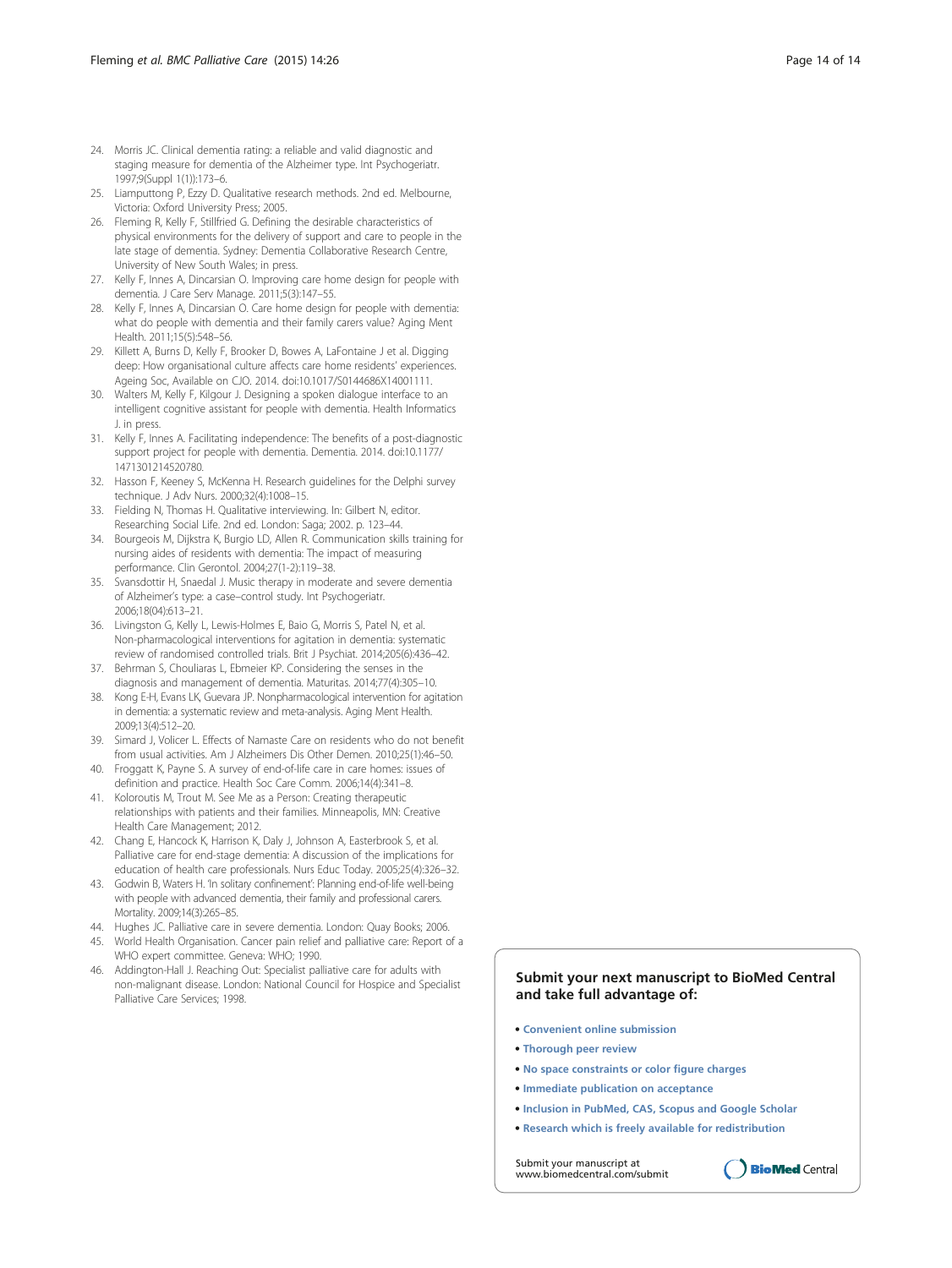24. Morris JC. Clinical dementia rating: a reliable and valid diagnostic and staging measure for dementia of the Alzheimer type. Int Psychogeriatr. 1997;9(Suppl 1(1)):173–6.
25. Liamputtong P, Ezzy D. Qualitative research methods. 2nd ed. Melbourne, Victoria: Oxford University Press; 2005.
26. Fleming R, Kelly F, Stillfried G. Defining the desirable characteristics of physical environments for the delivery of support and care to people in the late stage of dementia. Sydney: Dementia Collaborative Research Centre, University of New South Wales; in press.
27. Kelly F, Innes A, Dincarslan O. Improving care home design for people with dementia. J Care Serv Manage. 2011;5(3):147–55.
28. Kelly F, Innes A, Dincarslan O. Care home design for people with dementia: what do people with dementia and their family carers value? Aging Ment Health. 2011;15(5):548–56.
29. Killett A, Burns D, Kelly F, Brooker D, Bowes A, LaFontaine J et al. Digging deep: How organisational culture affects care home residents' experiences. Ageing Soc, Available on CJO. 2014. doi:10.1017/S0144686X14001111.
30. Walters M, Kelly F, Kilgour J. Designing a spoken dialogue interface to an intelligent cognitive assistant for people with dementia. Health Informatics J. in press.
31. Kelly F, Innes A. Facilitating independence: The benefits of a post-diagnostic support project for people with dementia. Dementia. 2014. doi:10.1177/1471301214520780.
32. Hasson F, Keeney S, McKenna H. Research guidelines for the Delphi survey technique. J Adv Nurs. 2000;32(4):1008–15.
33. Fielding N, Thomas H. Qualitative interviewing. In: Gilbert N, editor. Researching Social Life. 2nd ed. London: Saga; 2002. p. 123–44.
34. Bourgeois M, Dijkstra K, Burgio LD, Allen R. Communication skills training for nursing aides of residents with dementia: The impact of measuring performance. Clin Gerontol. 2004;27(1-2):119–38.
35. Svansdottir H, Snaedal J. Music therapy in moderate and severe dementia of Alzheimer's type: a case–control study. Int Psychogeriatr. 2006;18(04):613–21.
36. Livingston G, Kelly L, Lewis-Holmes E, Baio G, Morris S, Patel N, et al. Non-pharmacological interventions for agitation in dementia: systematic review of randomised controlled trials. Brit J Psychiat. 2014;205(6):436–42.
37. Behrman S, Chouliaras L, Ebmeier KP. Considering the senses in the diagnosis and management of dementia. Maturitas. 2014;77(4):305–10.
38. Kong E-H, Evans LK, Guevara JP. Nonpharmacological intervention for agitation in dementia: a systematic review and meta-analysis. Aging Ment Health. 2009;13(4):512–20.
39. Simard J, Volicer L. Effects of Namaste Care on residents who do not benefit from usual activities. Am J Alzheimers Dis Other Demen. 2010;25(1):46–50.
40. Froggatt K, Payne S. A survey of end-of-life care in care homes: issues of definition and practice. Health Soc Care Comm. 2006;14(4):341–8.
41. Koloroutis M, Trout M. See Me as a Person: Creating therapeutic relationships with patients and their families. Minneapolis, MN: Creative Health Care Management; 2012.
42. Chang E, Hancock K, Harrison K, Daly J, Johnson A, Easterbrook S, et al. Palliative care for end-stage dementia: A discussion of the implications for education of health care professionals. Nurs Educ Today. 2005;25(4):326–32.
43. Godwin B, Waters H. 'In solitary confinement': Planning end-of-life well-being with people with advanced dementia, their family and professional carers. Mortality. 2009;14(3):265–85.
44. Hughes JC. Palliative care in severe dementia. London: Quay Books; 2006.
45. World Health Organisation. Cancer pain relief and palliative care: Report of a WHO expert committee. Geneva: WHO; 1990.
46. Addington-Hall J. Reaching Out: Specialist palliative care for adults with non-malignant disease. London: National Council for Hospice and Specialist Palliative Care Services; 1998.

**Submit your next manuscript to BioMed Central and take full advantage of:**

- **Convenient online submission**
- **Thorough peer review**
- **No space constraints or color figure charges**
- **Immediate publication on acceptance**
- **Inclusion in PubMed, CAS, Scopus and Google Scholar**
- **Research which is freely available for redistribution**

Submit your manuscript at www.biomedcentral.com/submit

BioMed Central